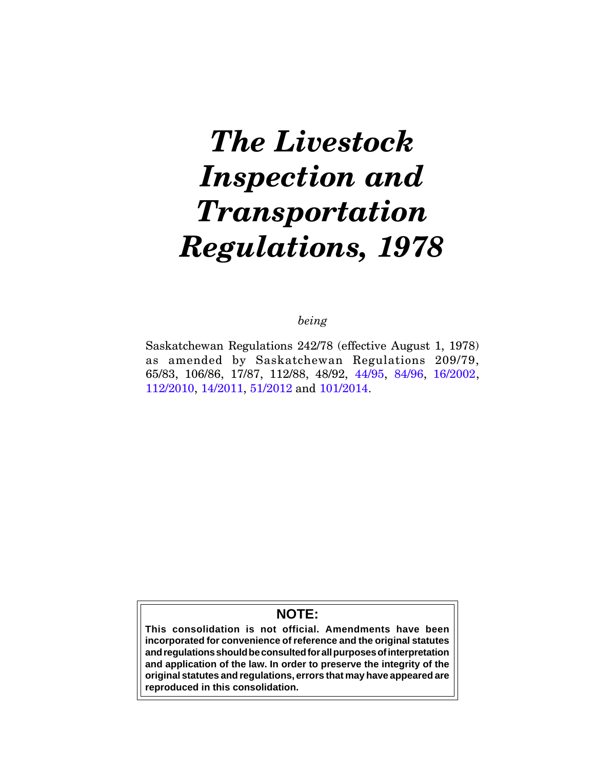# *The Livestock Inspection and Transportation Regulations, 1978*

*being*

Saskatchewan Regulations 242/78 (effective August 1, 1978) as amended by Saskatchewan Regulations 209/79, 65/83, 106/86, 17/87, 112/88, 48/92, 44/95, 84/96, 16/2002, 112/2010, 14/2011, 51/2012 and 101/2014.

**NOTE:**

**This consolidation is not official. Amendments have been incorporated for convenience of reference and the original statutes and regulations should be consulted for all purposes of interpretation and application of the law. In order to preserve the integrity of the original statutes and regulations, errors that may have appeared are reproduced in this consolidation.**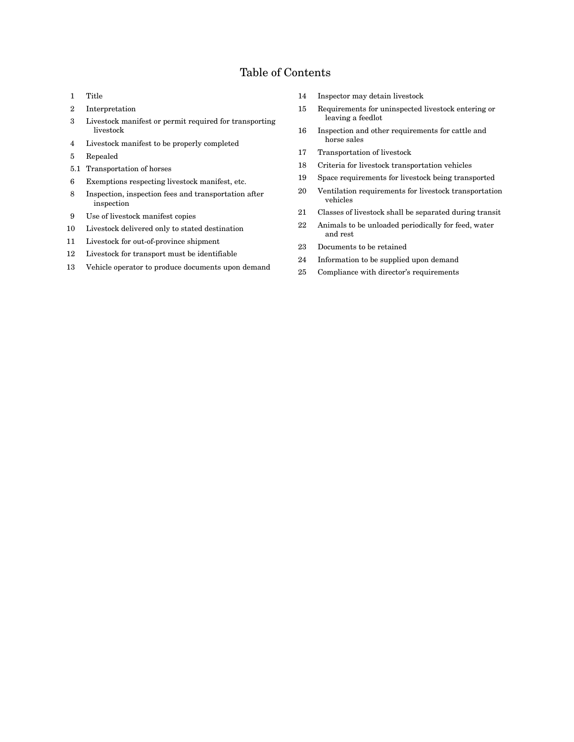# Table of Contents

1 Title

2 Interpretation

3 Livestock manifest or permit required for transporting livestock

4 Livestock manifest to be properly completed

5 Repealed

5.1 Transportation of horses

6 Exemptions respecting livestock manifest, etc.

8 Inspection, inspection fees and transportation after inspection

9 Use of livestock manifest copies

10 Livestock delivered only to stated destination

11 Livestock for out-of-province shipment

12 Livestock for transport must be identifiable

13 Vehicle operator to produce documents upon demand

14 Inspector may detain livestock

15 Requirements for uninspected livestock entering or leaving a feedlot

16 Inspection and other requirements for cattle and horse sales

17 Transportation of livestock

18 Criteria for livestock transportation vehicles

19 Space requirements for livestock being transported

20 Ventilation requirements for livestock transportation vehicles

21 Classes of livestock shall be separated during transit

22 Animals to be unloaded periodically for feed, water and rest

23 Documents to be retained

24 Information to be supplied upon demand

25 Compliance with director's requirements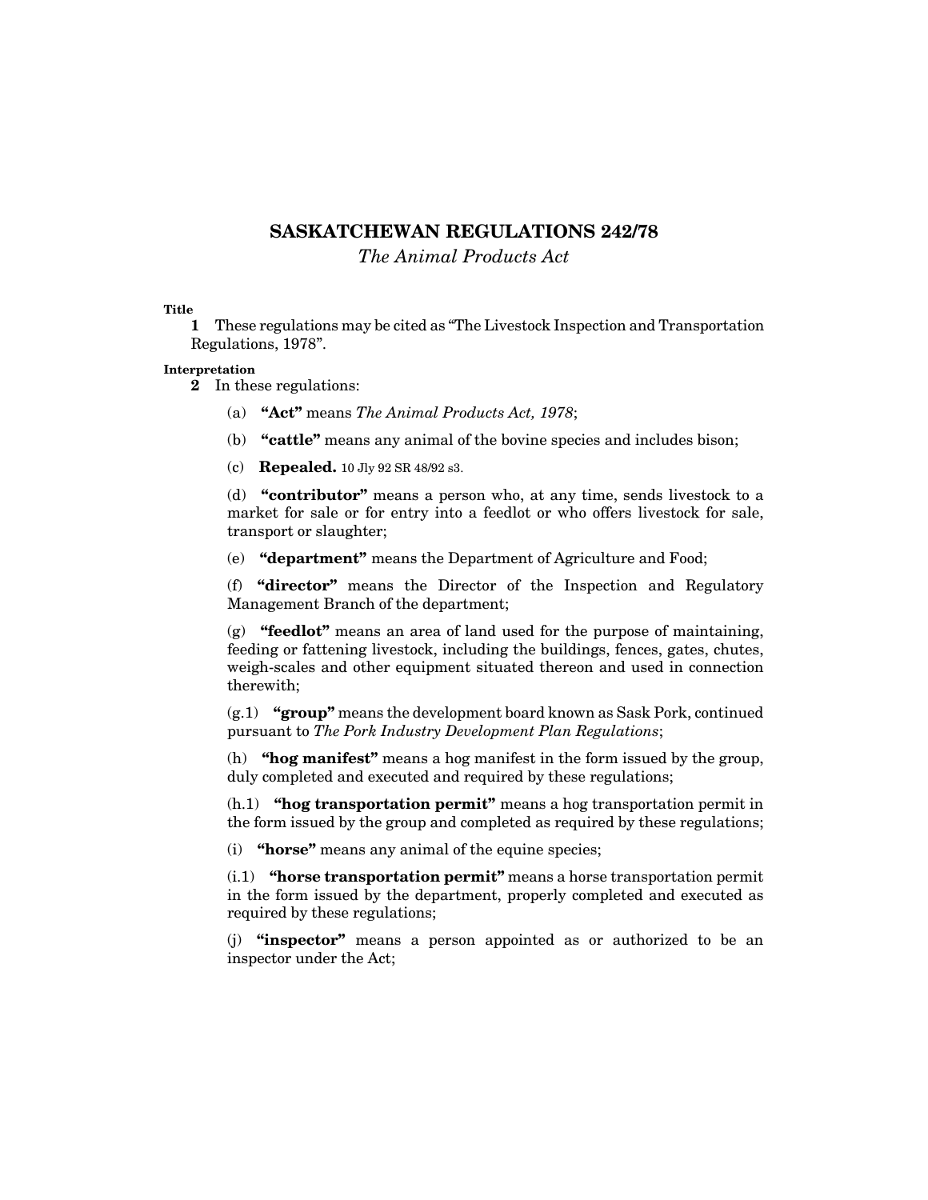# SASKATCHEWAN REGULATIONS 242/78

*The Animal Products Act*

**Title**

**1** These regulations may be cited as "The Livestock Inspection and Transportation Regulations, 1978".

**Interpretation**

**2** In these regulations:

(a) **"Act"** means *The Animal Products Act, 1978*;

(b) **"cattle"** means any animal of the bovine species and includes bison;

(c) **Repealed.** 10 Jly 92 SR 48/92 s3.

(d) **"contributor"** means a person who, at any time, sends livestock to a market for sale or for entry into a feedlot or who offers livestock for sale, transport or slaughter;

(e) **"department"** means the Department of Agriculture and Food;

(f) **"director"** means the Director of the Inspection and Regulatory Management Branch of the department;

(g) **"feedlot"** means an area of land used for the purpose of maintaining, feeding or fattening livestock, including the buildings, fences, gates, chutes, weigh-scales and other equipment situated thereon and used in connection therewith;

(g.1) **"group"** means the development board known as Sask Pork, continued pursuant to *The Pork Industry Development Plan Regulations*;

(h) **"hog manifest"** means a hog manifest in the form issued by the group, duly completed and executed and required by these regulations;

(h.1) **"hog transportation permit"** means a hog transportation permit in the form issued by the group and completed as required by these regulations;

(i) **"horse"** means any animal of the equine species;

(i.1) **"horse transportation permit"** means a horse transportation permit in the form issued by the department, properly completed and executed as required by these regulations;

(j) **"inspector"** means a person appointed as or authorized to be an inspector under the Act;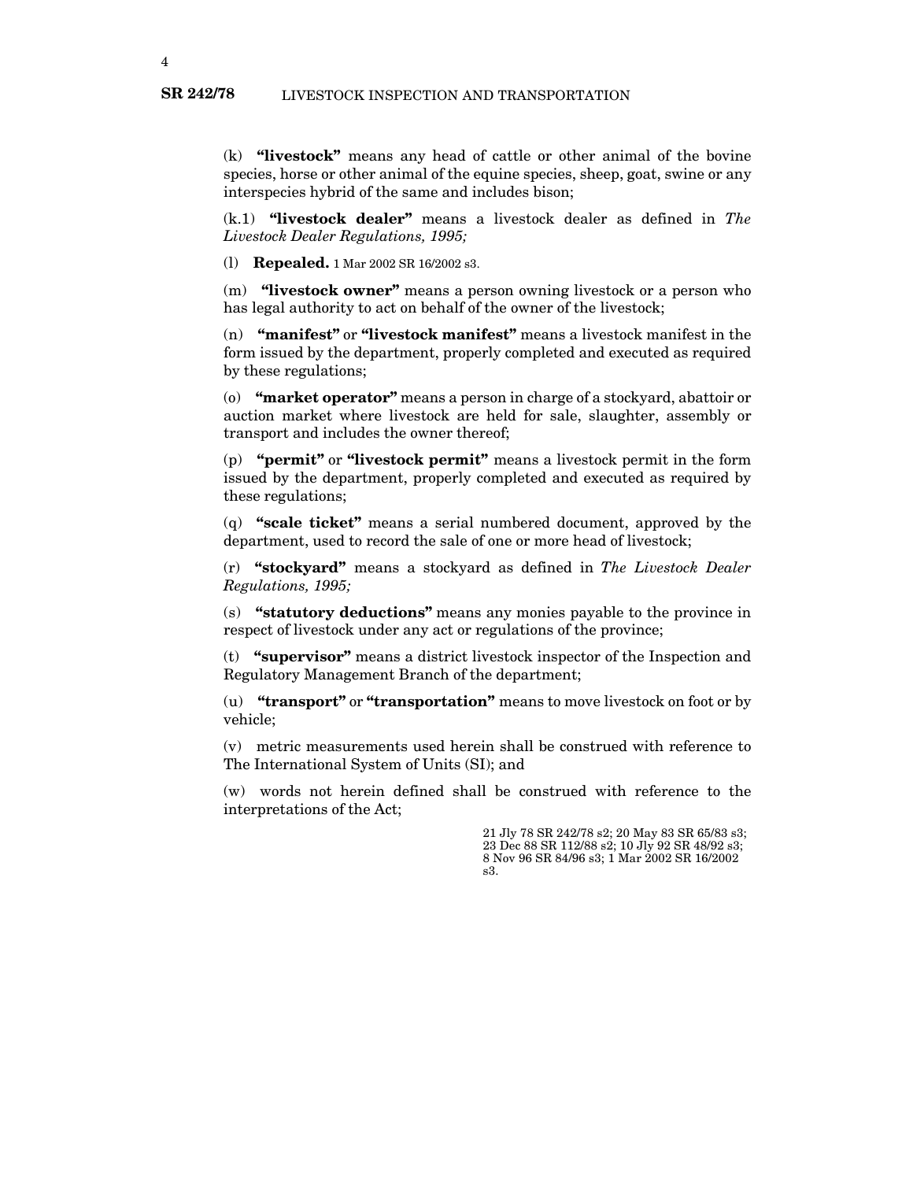(k) **"livestock"** means any head of cattle or other animal of the bovine species, horse or other animal of the equine species, sheep, goat, swine or any interspecies hybrid of the same and includes bison;

(k.1) **"livestock dealer"** means a livestock dealer as defined in *The Livestock Dealer Regulations, 1995;*

(l) **Repealed.** 1 Mar 2002 SR 16/2002 s3.

(m) **"livestock owner"** means a person owning livestock or a person who has legal authority to act on behalf of the owner of the livestock;

(n) **"manifest"** or **"livestock manifest"** means a livestock manifest in the form issued by the department, properly completed and executed as required by these regulations;

(o) **"market operator"** means a person in charge of a stockyard, abattoir or auction market where livestock are held for sale, slaughter, assembly or transport and includes the owner thereof;

(p) **"permit"** or **"livestock permit"** means a livestock permit in the form issued by the department, properly completed and executed as required by these regulations;

(q) **"scale ticket"** means a serial numbered document, approved by the department, used to record the sale of one or more head of livestock;

(r) **"stockyard"** means a stockyard as defined in *The Livestock Dealer Regulations, 1995;*

(s) **"statutory deductions"** means any monies payable to the province in respect of livestock under any act or regulations of the province;

(t) **"supervisor"** means a district livestock inspector of the Inspection and Regulatory Management Branch of the department;

(u) **"transport"** or **"transportation"** means to move livestock on foot or by vehicle;

(v) metric measurements used herein shall be construed with reference to The International System of Units (SI); and

(w) words not herein defined shall be construed with reference to the interpretations of the Act;

21 Jly 78 SR 242/78 s2; 20 May 83 SR 65/83 s3; 23 Dec 88 SR 112/88 s2; 10 Jly 92 SR 48/92 s3; 8 Nov 96 SR 84/96 s3; 1 Mar 2002 SR 16/2002 s3.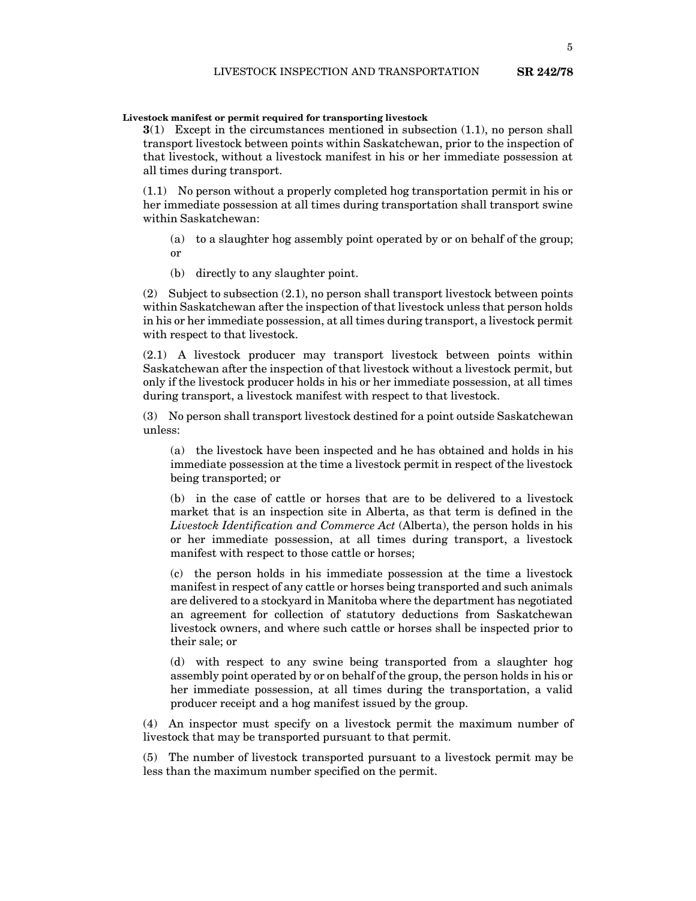**Livestock manifest or permit required for transporting livestock**

**3**(1) Except in the circumstances mentioned in subsection (1.1), no person shall transport livestock between points within Saskatchewan, prior to the inspection of that livestock, without a livestock manifest in his or her immediate possession at all times during transport.

(1.1) No person without a properly completed hog transportation permit in his or her immediate possession at all times during transportation shall transport swine within Saskatchewan:

(a) to a slaughter hog assembly point operated by or on behalf of the group; or

(b) directly to any slaughter point.

(2) Subject to subsection (2.1), no person shall transport livestock between points within Saskatchewan after the inspection of that livestock unless that person holds in his or her immediate possession, at all times during transport, a livestock permit with respect to that livestock.

(2.1) A livestock producer may transport livestock between points within Saskatchewan after the inspection of that livestock without a livestock permit, but only if the livestock producer holds in his or her immediate possession, at all times during transport, a livestock manifest with respect to that livestock.

(3) No person shall transport livestock destined for a point outside Saskatchewan unless:

(a) the livestock have been inspected and he has obtained and holds in his immediate possession at the time a livestock permit in respect of the livestock being transported; or

(b) in the case of cattle or horses that are to be delivered to a livestock market that is an inspection site in Alberta, as that term is defined in the *Livestock Identification and Commerce Act* (Alberta), the person holds in his or her immediate possession, at all times during transport, a livestock manifest with respect to those cattle or horses;

(c) the person holds in his immediate possession at the time a livestock manifest in respect of any cattle or horses being transported and such animals are delivered to a stockyard in Manitoba where the department has negotiated an agreement for collection of statutory deductions from Saskatchewan livestock owners, and where such cattle or horses shall be inspected prior to their sale; or

(d) with respect to any swine being transported from a slaughter hog assembly point operated by or on behalf of the group, the person holds in his or her immediate possession, at all times during the transportation, a valid producer receipt and a hog manifest issued by the group.

(4) An inspector must specify on a livestock permit the maximum number of livestock that may be transported pursuant to that permit.

(5) The number of livestock transported pursuant to a livestock permit may be less than the maximum number specified on the permit.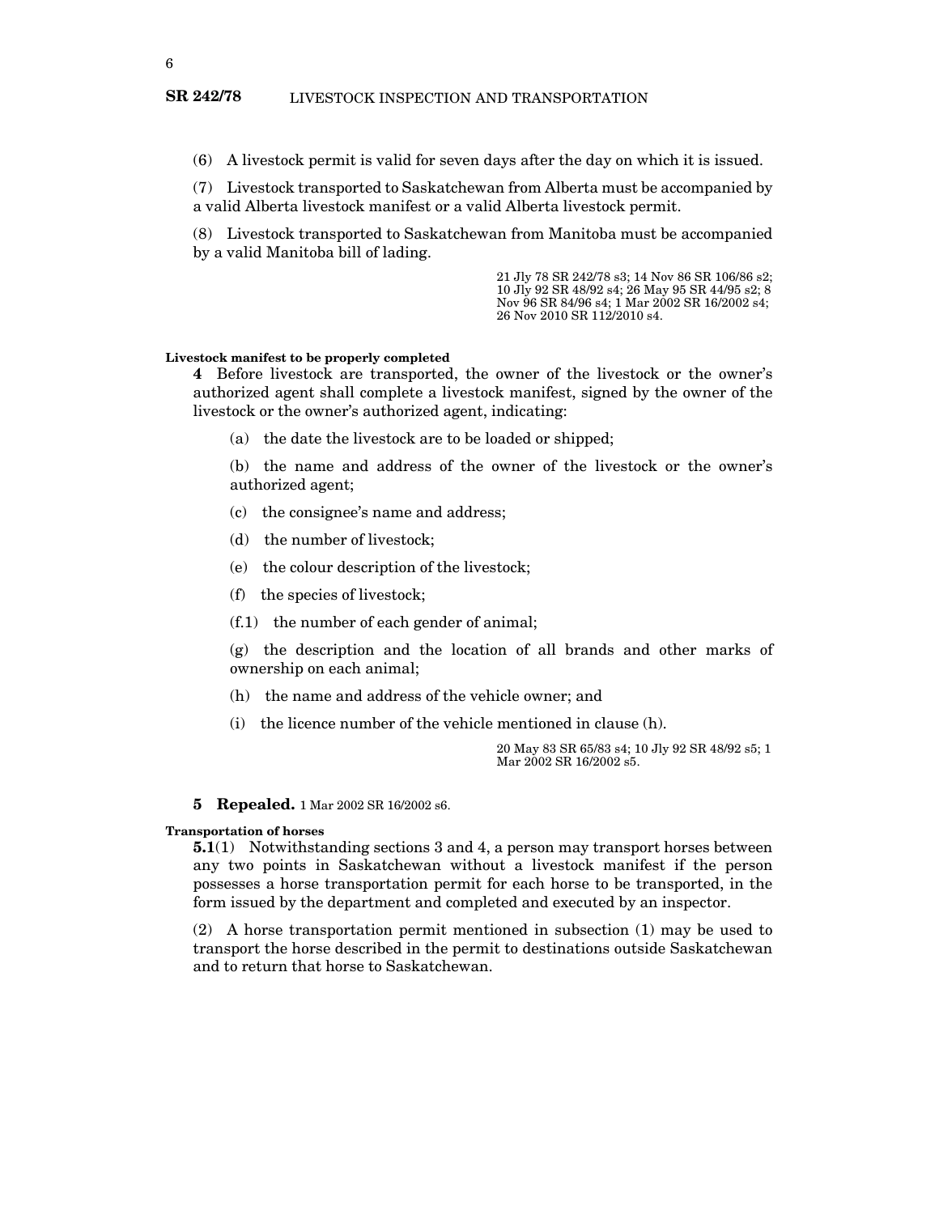(6) A livestock permit is valid for seven days after the day on which it is issued.

(7) Livestock transported to Saskatchewan from Alberta must be accompanied by a valid Alberta livestock manifest or a valid Alberta livestock permit.

(8) Livestock transported to Saskatchewan from Manitoba must be accompanied by a valid Manitoba bill of lading.

21 Jly 78 SR 242/78 s3; 14 Nov 86 SR 106/86 s2; 10 Jly 92 SR 48/92 s4; 26 May 95 SR 44/95 s2; 8 Nov 96 SR 84/96 s4; 1 Mar 2002 SR 16/2002 s4; 26 Nov 2010 SR 112/2010 s4.

**Livestock manifest to be properly completed**

**4** Before livestock are transported, the owner of the livestock or the owner's authorized agent shall complete a livestock manifest, signed by the owner of the livestock or the owner's authorized agent, indicating:

(a) the date the livestock are to be loaded or shipped;

(b) the name and address of the owner of the livestock or the owner's authorized agent;

(c) the consignee's name and address;

(d) the number of livestock;

(e) the colour description of the livestock;

(f) the species of livestock;

(f.1) the number of each gender of animal;

(g) the description and the location of all brands and other marks of ownership on each animal;

(h) the name and address of the vehicle owner; and

(i) the licence number of the vehicle mentioned in clause (h).

20 May 83 SR 65/83 s4; 10 Jly 92 SR 48/92 s5; 1 Mar 2002 SR 16/2002 s5.

**5 Repealed.** 1 Mar 2002 SR 16/2002 s6.

**Transportation of horses**

**5.1**(1) Notwithstanding sections 3 and 4, a person may transport horses between any two points in Saskatchewan without a livestock manifest if the person possesses a horse transportation permit for each horse to be transported, in the form issued by the department and completed and executed by an inspector.

(2) A horse transportation permit mentioned in subsection (1) may be used to transport the horse described in the permit to destinations outside Saskatchewan and to return that horse to Saskatchewan.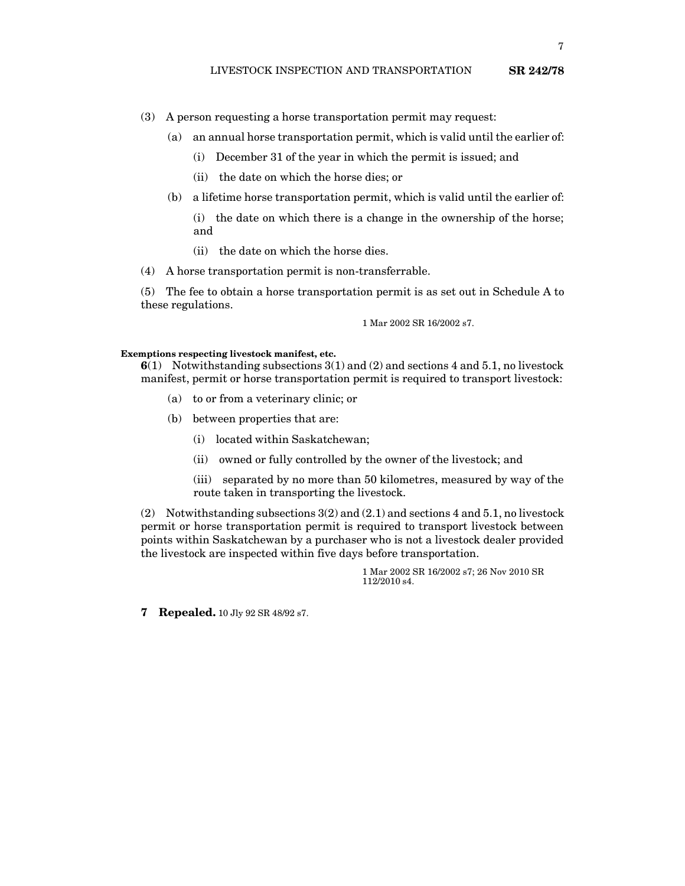(3) A person requesting a horse transportation permit may request:

(a) an annual horse transportation permit, which is valid until the earlier of:

(i) December 31 of the year in which the permit is issued; and

(ii) the date on which the horse dies; or

(b) a lifetime horse transportation permit, which is valid until the earlier of:

(i) the date on which there is a change in the ownership of the horse; and

(ii) the date on which the horse dies.

(4) A horse transportation permit is non-transferrable.

(5) The fee to obtain a horse transportation permit is as set out in Schedule A to these regulations.

1 Mar 2002 SR 16/2002 s7.

**Exemptions respecting livestock manifest, etc.**

**6**(1) Notwithstanding subsections 3(1) and (2) and sections 4 and 5.1, no livestock manifest, permit or horse transportation permit is required to transport livestock:

(a) to or from a veterinary clinic; or

(b) between properties that are:

(i) located within Saskatchewan;

(ii) owned or fully controlled by the owner of the livestock; and

(iii) separated by no more than 50 kilometres, measured by way of the route taken in transporting the livestock.

(2) Notwithstanding subsections 3(2) and (2.1) and sections 4 and 5.1, no livestock permit or horse transportation permit is required to transport livestock between points within Saskatchewan by a purchaser who is not a livestock dealer provided the livestock are inspected within five days before transportation.

1 Mar 2002 SR 16/2002 s7; 26 Nov 2010 SR 112/2010 s4.

**7 Repealed.** 10 Jly 92 SR 48/92 s7.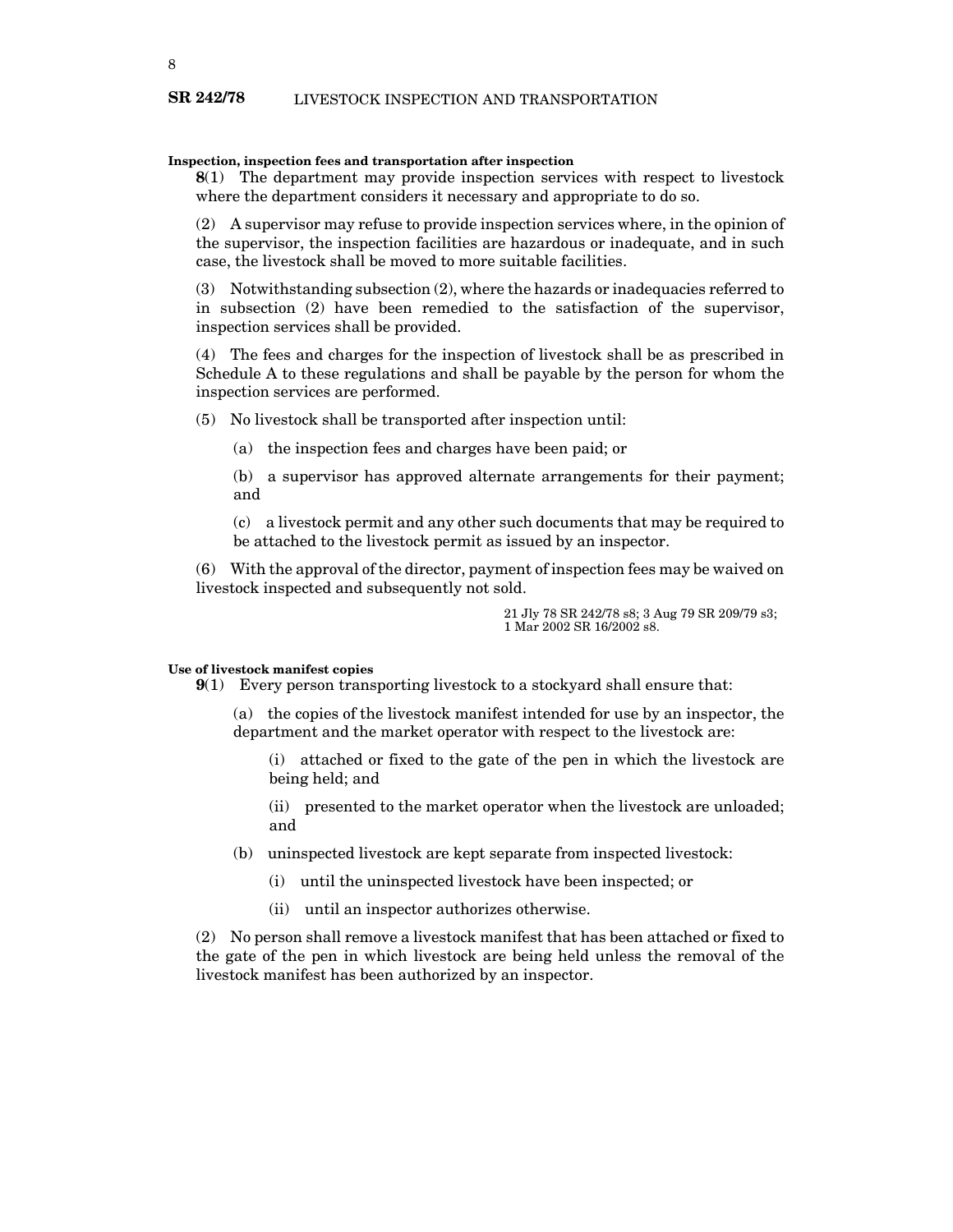**Inspection, inspection fees and transportation after inspection**

**8**(1) The department may provide inspection services with respect to livestock where the department considers it necessary and appropriate to do so.

(2) A supervisor may refuse to provide inspection services where, in the opinion of the supervisor, the inspection facilities are hazardous or inadequate, and in such case, the livestock shall be moved to more suitable facilities.

(3) Notwithstanding subsection (2), where the hazards or inadequacies referred to in subsection (2) have been remedied to the satisfaction of the supervisor, inspection services shall be provided.

(4) The fees and charges for the inspection of livestock shall be as prescribed in Schedule A to these regulations and shall be payable by the person for whom the inspection services are performed.

(5) No livestock shall be transported after inspection until:

(a) the inspection fees and charges have been paid; or

(b) a supervisor has approved alternate arrangements for their payment; and

(c) a livestock permit and any other such documents that may be required to be attached to the livestock permit as issued by an inspector.

(6) With the approval of the director, payment of inspection fees may be waived on livestock inspected and subsequently not sold.

21 Jly 78 SR 242/78 s8; 3 Aug 79 SR 209/79 s3; 1 Mar 2002 SR 16/2002 s8.

**Use of livestock manifest copies**

**9**(1) Every person transporting livestock to a stockyard shall ensure that:

(a) the copies of the livestock manifest intended for use by an inspector, the department and the market operator with respect to the livestock are:

(i) attached or fixed to the gate of the pen in which the livestock are being held; and

(ii) presented to the market operator when the livestock are unloaded; and

(b) uninspected livestock are kept separate from inspected livestock:

(i) until the uninspected livestock have been inspected; or

(ii) until an inspector authorizes otherwise.

(2) No person shall remove a livestock manifest that has been attached or fixed to the gate of the pen in which livestock are being held unless the removal of the livestock manifest has been authorized by an inspector.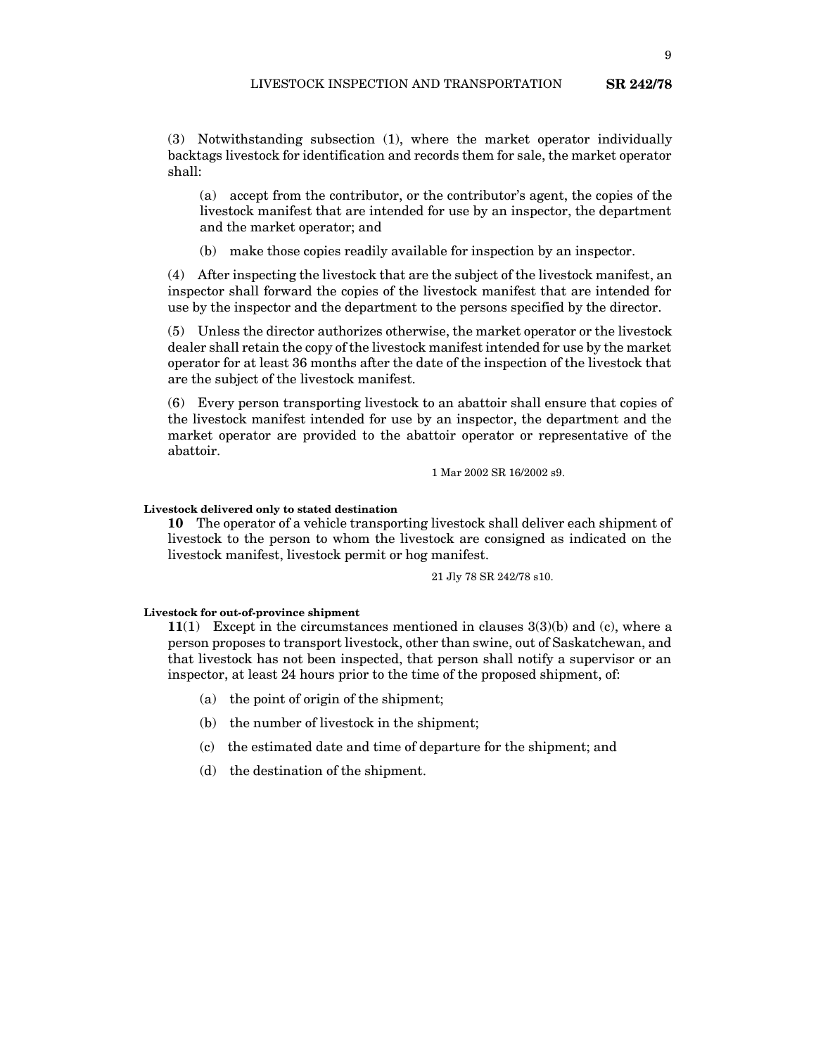(3) Notwithstanding subsection (1), where the market operator individually backtags livestock for identification and records them for sale, the market operator shall:

(a) accept from the contributor, or the contributor's agent, the copies of the livestock manifest that are intended for use by an inspector, the department and the market operator; and

(b) make those copies readily available for inspection by an inspector.

(4) After inspecting the livestock that are the subject of the livestock manifest, an inspector shall forward the copies of the livestock manifest that are intended for use by the inspector and the department to the persons specified by the director.

(5) Unless the director authorizes otherwise, the market operator or the livestock dealer shall retain the copy of the livestock manifest intended for use by the market operator for at least 36 months after the date of the inspection of the livestock that are the subject of the livestock manifest.

(6) Every person transporting livestock to an abattoir shall ensure that copies of the livestock manifest intended for use by an inspector, the department and the market operator are provided to the abattoir operator or representative of the abattoir.

1 Mar 2002 SR 16/2002 s9.

**Livestock delivered only to stated destination**

**10** The operator of a vehicle transporting livestock shall deliver each shipment of livestock to the person to whom the livestock are consigned as indicated on the livestock manifest, livestock permit or hog manifest.

21 Jly 78 SR 242/78 s10.

**Livestock for out-of-province shipment**

**11**(1) Except in the circumstances mentioned in clauses 3(3)(b) and (c), where a person proposes to transport livestock, other than swine, out of Saskatchewan, and that livestock has not been inspected, that person shall notify a supervisor or an inspector, at least 24 hours prior to the time of the proposed shipment, of:

(a) the point of origin of the shipment;

(b) the number of livestock in the shipment;

(c) the estimated date and time of departure for the shipment; and

(d) the destination of the shipment.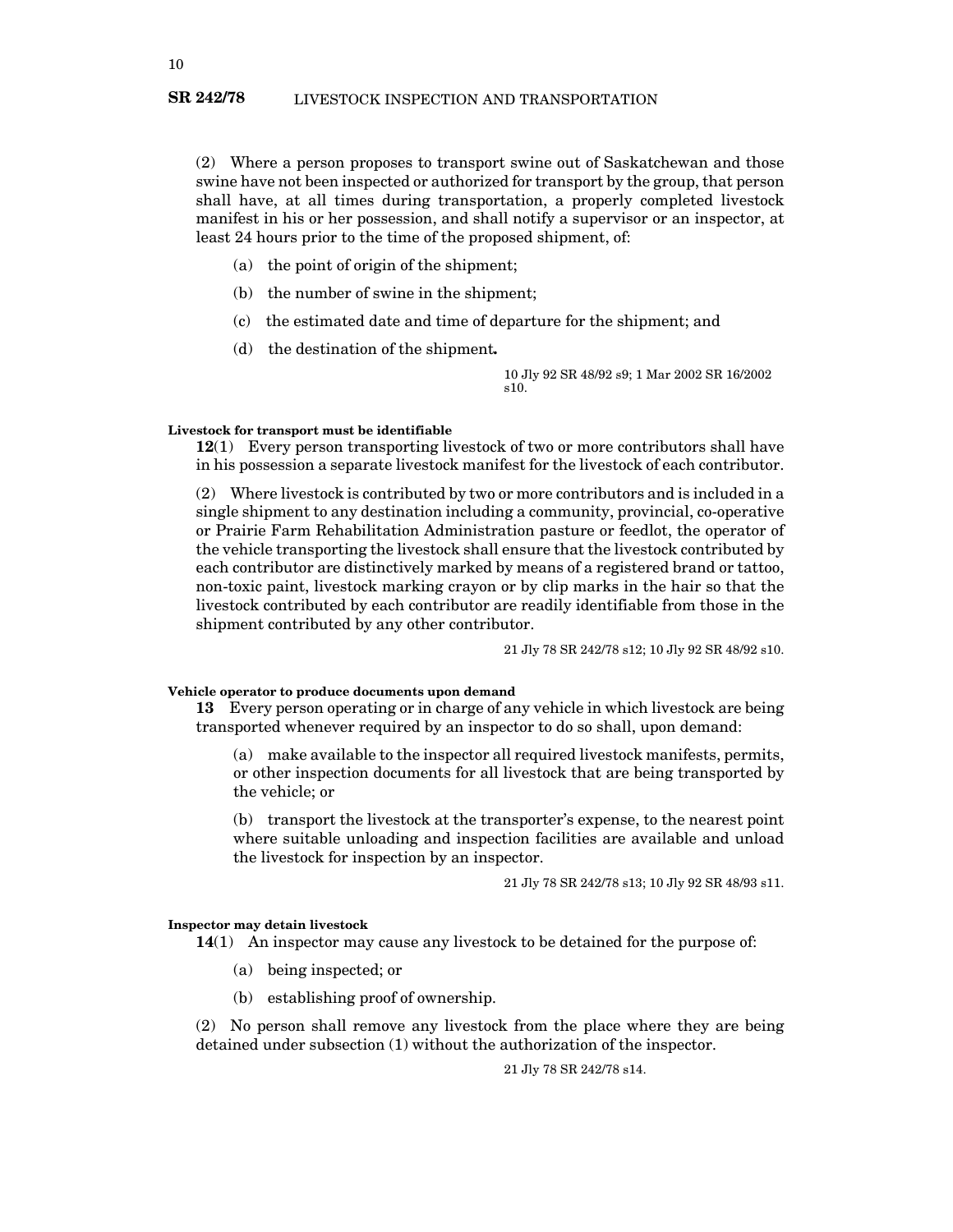(2) Where a person proposes to transport swine out of Saskatchewan and those swine have not been inspected or authorized for transport by the group, that person shall have, at all times during transportation, a properly completed livestock manifest in his or her possession, and shall notify a supervisor or an inspector, at least 24 hours prior to the time of the proposed shipment, of:

(a) the point of origin of the shipment;

(b) the number of swine in the shipment;

(c) the estimated date and time of departure for the shipment; and

(d) the destination of the shipment**.**

10 Jly 92 SR 48/92 s9; 1 Mar 2002 SR 16/2002 s10.

**Livestock for transport must be identifiable**

**12**(1) Every person transporting livestock of two or more contributors shall have in his possession a separate livestock manifest for the livestock of each contributor.

(2) Where livestock is contributed by two or more contributors and is included in a single shipment to any destination including a community, provincial, co-operative or Prairie Farm Rehabilitation Administration pasture or feedlot, the operator of the vehicle transporting the livestock shall ensure that the livestock contributed by each contributor are distinctively marked by means of a registered brand or tattoo, non-toxic paint, livestock marking crayon or by clip marks in the hair so that the livestock contributed by each contributor are readily identifiable from those in the shipment contributed by any other contributor.

21 Jly 78 SR 242/78 s12; 10 Jly 92 SR 48/92 s10.

**Vehicle operator to produce documents upon demand**

**13** Every person operating or in charge of any vehicle in which livestock are being transported whenever required by an inspector to do so shall, upon demand:

(a) make available to the inspector all required livestock manifests, permits, or other inspection documents for all livestock that are being transported by the vehicle; or

(b) transport the livestock at the transporter's expense, to the nearest point where suitable unloading and inspection facilities are available and unload the livestock for inspection by an inspector.

21 Jly 78 SR 242/78 s13; 10 Jly 92 SR 48/93 s11.

**Inspector may detain livestock**

**14**(1) An inspector may cause any livestock to be detained for the purpose of:

(a) being inspected; or

(b) establishing proof of ownership.

(2) No person shall remove any livestock from the place where they are being detained under subsection (1) without the authorization of the inspector.

21 Jly 78 SR 242/78 s14.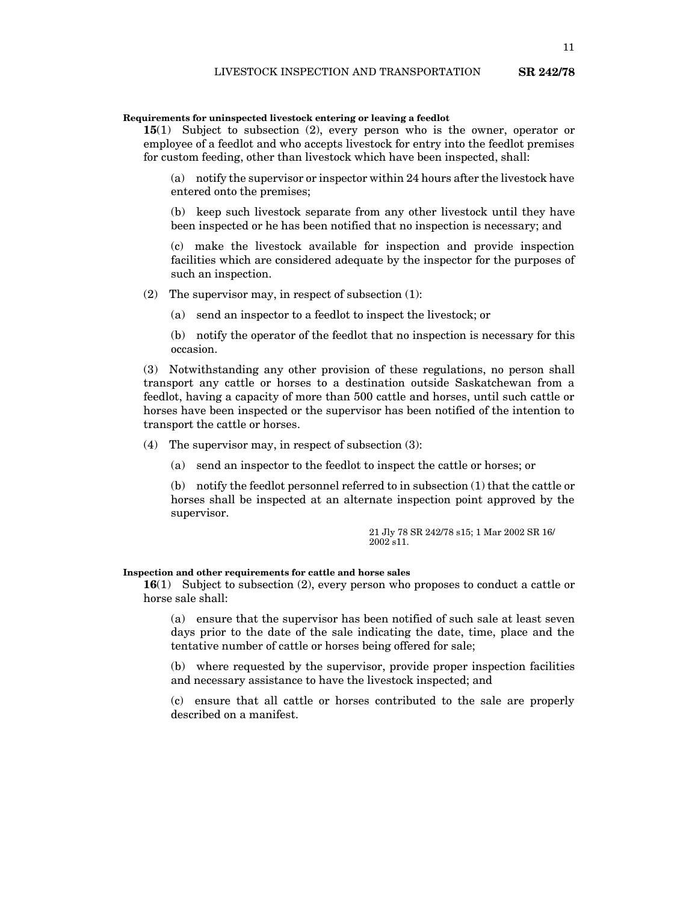**Requirements for uninspected livestock entering or leaving a feedlot**

**15**(1) Subject to subsection (2), every person who is the owner, operator or employee of a feedlot and who accepts livestock for entry into the feedlot premises for custom feeding, other than livestock which have been inspected, shall:

(a) notify the supervisor or inspector within 24 hours after the livestock have entered onto the premises;

(b) keep such livestock separate from any other livestock until they have been inspected or he has been notified that no inspection is necessary; and

(c) make the livestock available for inspection and provide inspection facilities which are considered adequate by the inspector for the purposes of such an inspection.

(2) The supervisor may, in respect of subsection (1):

(a) send an inspector to a feedlot to inspect the livestock; or

(b) notify the operator of the feedlot that no inspection is necessary for this occasion.

(3) Notwithstanding any other provision of these regulations, no person shall transport any cattle or horses to a destination outside Saskatchewan from a feedlot, having a capacity of more than 500 cattle and horses, until such cattle or horses have been inspected or the supervisor has been notified of the intention to transport the cattle or horses.

(4) The supervisor may, in respect of subsection (3):

(a) send an inspector to the feedlot to inspect the cattle or horses; or

(b) notify the feedlot personnel referred to in subsection (1) that the cattle or horses shall be inspected at an alternate inspection point approved by the supervisor.

21 Jly 78 SR 242/78 s15; 1 Mar 2002 SR 16/2002 s11.

**Inspection and other requirements for cattle and horse sales**

**16**(1) Subject to subsection (2), every person who proposes to conduct a cattle or horse sale shall:

(a) ensure that the supervisor has been notified of such sale at least seven days prior to the date of the sale indicating the date, time, place and the tentative number of cattle or horses being offered for sale;

(b) where requested by the supervisor, provide proper inspection facilities and necessary assistance to have the livestock inspected; and

(c) ensure that all cattle or horses contributed to the sale are properly described on a manifest.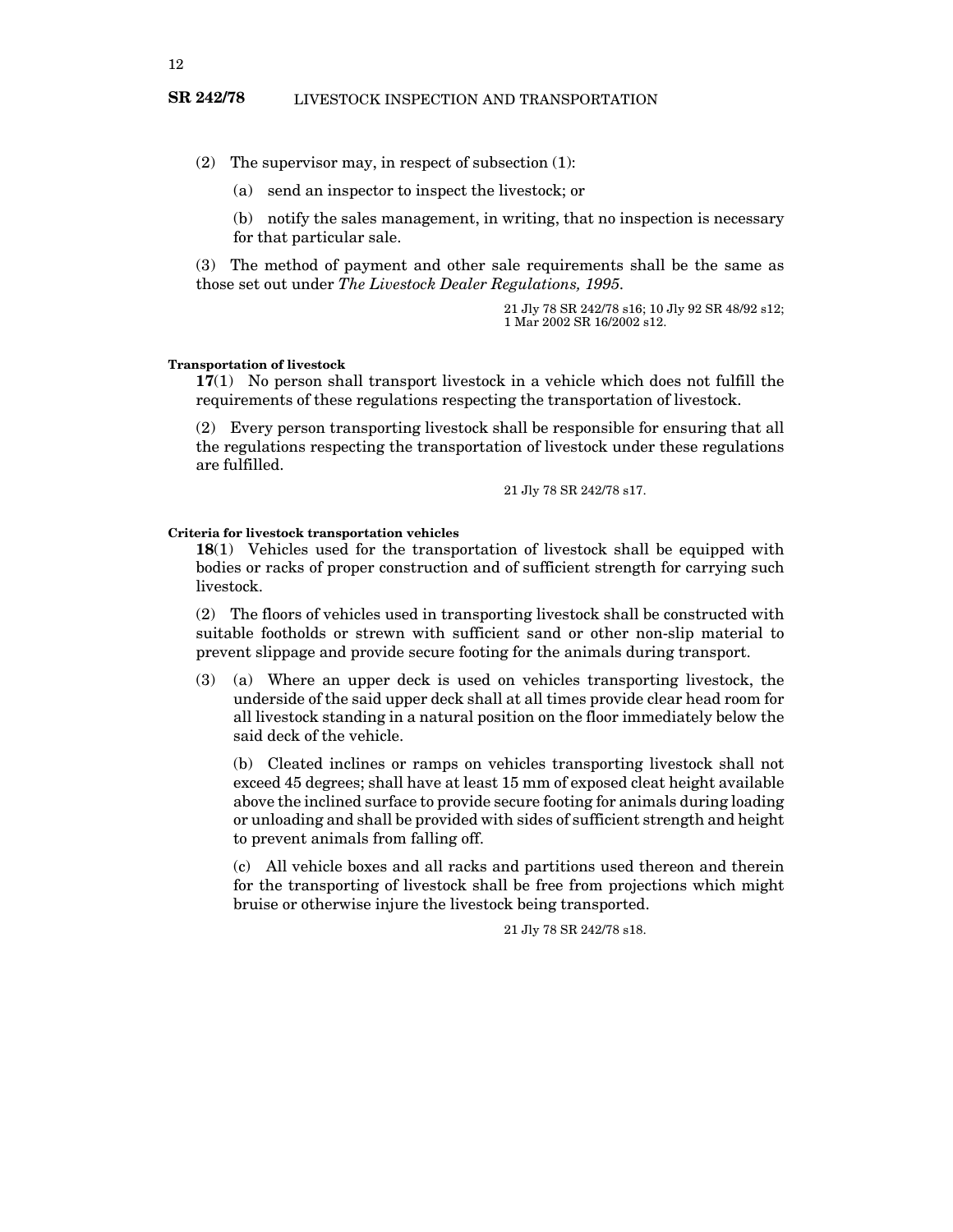(2) The supervisor may, in respect of subsection (1):

(a) send an inspector to inspect the livestock; or

(b) notify the sales management, in writing, that no inspection is necessary for that particular sale.

(3) The method of payment and other sale requirements shall be the same as those set out under *The Livestock Dealer Regulations, 1995*.

21 Jly 78 SR 242/78 s16; 10 Jly 92 SR 48/92 s12; 1 Mar 2002 SR 16/2002 s12.

**Transportation of livestock**

**17**(1) No person shall transport livestock in a vehicle which does not fulfill the requirements of these regulations respecting the transportation of livestock.

(2) Every person transporting livestock shall be responsible for ensuring that all the regulations respecting the transportation of livestock under these regulations are fulfilled.

21 Jly 78 SR 242/78 s17.

**Criteria for livestock transportation vehicles**

**18**(1) Vehicles used for the transportation of livestock shall be equipped with bodies or racks of proper construction and of sufficient strength for carrying such livestock.

(2) The floors of vehicles used in transporting livestock shall be constructed with suitable footholds or strewn with sufficient sand or other non-slip material to prevent slippage and provide secure footing for the animals during transport.

(3) (a) Where an upper deck is used on vehicles transporting livestock, the underside of the said upper deck shall at all times provide clear head room for all livestock standing in a natural position on the floor immediately below the said deck of the vehicle.

(b) Cleated inclines or ramps on vehicles transporting livestock shall not exceed 45 degrees; shall have at least 15 mm of exposed cleat height available above the inclined surface to provide secure footing for animals during loading or unloading and shall be provided with sides of sufficient strength and height to prevent animals from falling off.

(c) All vehicle boxes and all racks and partitions used thereon and therein for the transporting of livestock shall be free from projections which might bruise or otherwise injure the livestock being transported.

21 Jly 78 SR 242/78 s18.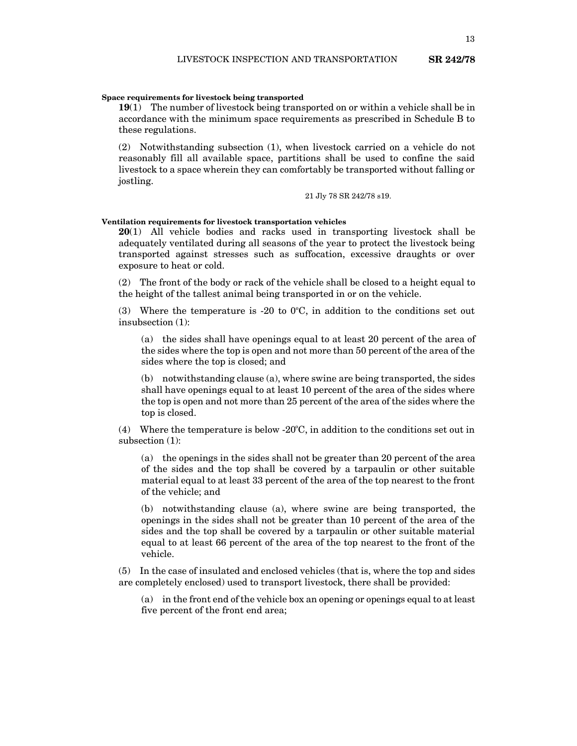**Space requirements for livestock being transported**

**19**(1) The number of livestock being transported on or within a vehicle shall be in accordance with the minimum space requirements as prescribed in Schedule B to these regulations.

(2) Notwithstanding subsection (1), when livestock carried on a vehicle do not reasonably fill all available space, partitions shall be used to confine the said livestock to a space wherein they can comfortably be transported without falling or jostling.

21 Jly 78 SR 242/78 s19.

**Ventilation requirements for livestock transportation vehicles**

**20**(1) All vehicle bodies and racks used in transporting livestock shall be adequately ventilated during all seasons of the year to protect the livestock being transported against stresses such as suffocation, excessive draughts or over exposure to heat or cold.

(2) The front of the body or rack of the vehicle shall be closed to a height equal to the height of the tallest animal being transported in or on the vehicle.

(3) Where the temperature is -20 to 0ºC, in addition to the conditions set out insubsection (1):

(a) the sides shall have openings equal to at least 20 percent of the area of the sides where the top is open and not more than 50 percent of the area of the sides where the top is closed; and

(b) notwithstanding clause (a), where swine are being transported, the sides shall have openings equal to at least 10 percent of the area of the sides where the top is open and not more than 25 percent of the area of the sides where the top is closed.

(4) Where the temperature is below -20ºC, in addition to the conditions set out in subsection (1):

(a) the openings in the sides shall not be greater than 20 percent of the area of the sides and the top shall be covered by a tarpaulin or other suitable material equal to at least 33 percent of the area of the top nearest to the front of the vehicle; and

(b) notwithstanding clause (a), where swine are being transported, the openings in the sides shall not be greater than 10 percent of the area of the sides and the top shall be covered by a tarpaulin or other suitable material equal to at least 66 percent of the area of the top nearest to the front of the vehicle.

(5) In the case of insulated and enclosed vehicles (that is, where the top and sides are completely enclosed) used to transport livestock, there shall be provided:

(a) in the front end of the vehicle box an opening or openings equal to at least five percent of the front end area;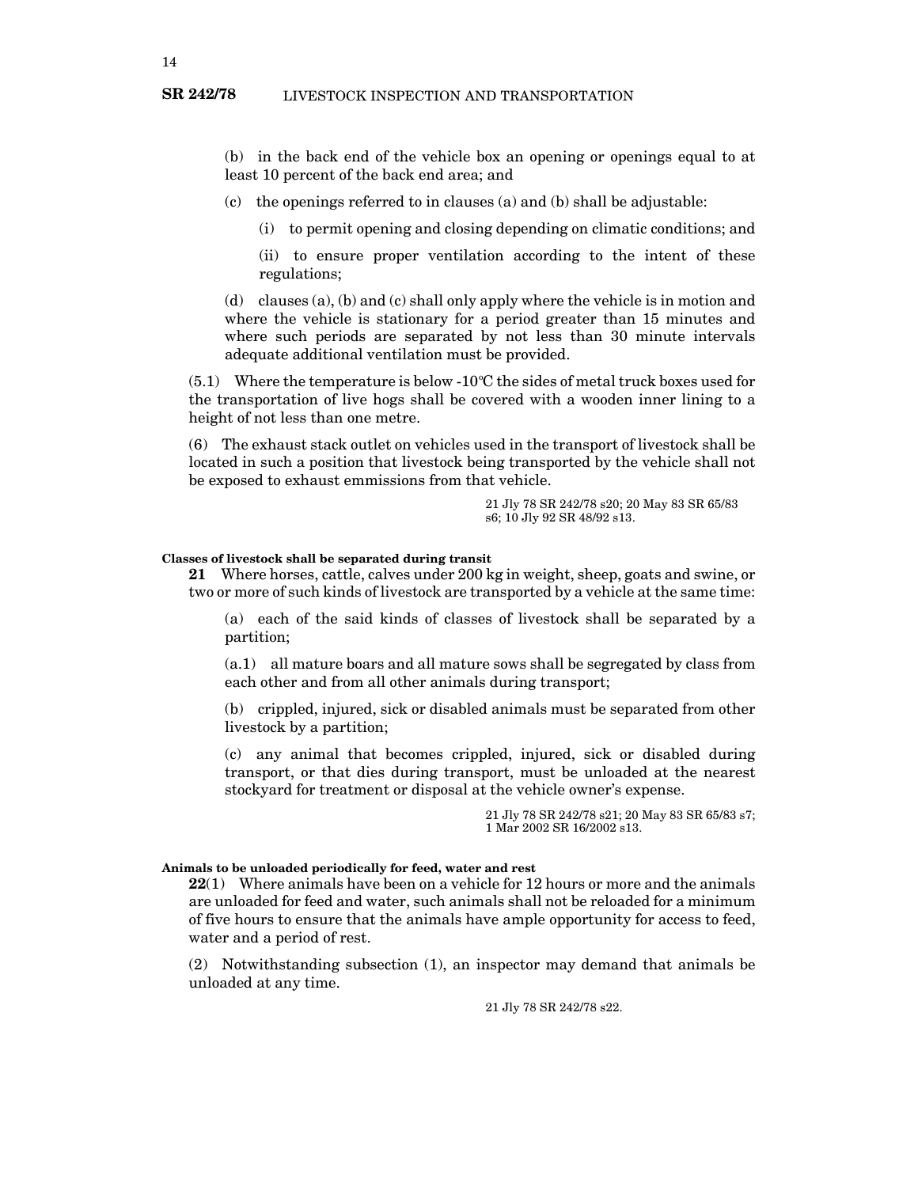(b) in the back end of the vehicle box an opening or openings equal to at least 10 percent of the back end area; and

(c) the openings referred to in clauses (a) and (b) shall be adjustable:

(i) to permit opening and closing depending on climatic conditions; and

(ii) to ensure proper ventilation according to the intent of these regulations;

(d) clauses (a), (b) and (c) shall only apply where the vehicle is in motion and where the vehicle is stationary for a period greater than 15 minutes and where such periods are separated by not less than 30 minute intervals adequate additional ventilation must be provided.

(5.1) Where the temperature is below -10°C the sides of metal truck boxes used for the transportation of live hogs shall be covered with a wooden inner lining to a height of not less than one metre.

(6) The exhaust stack outlet on vehicles used in the transport of livestock shall be located in such a position that livestock being transported by the vehicle shall not be exposed to exhaust emmissions from that vehicle.

21 Jly 78 SR 242/78 s20; 20 May 83 SR 65/83 s6; 10 Jly 92 SR 48/92 s13.

**Classes of livestock shall be separated during transit**

**21** Where horses, cattle, calves under 200 kg in weight, sheep, goats and swine, or two or more of such kinds of livestock are transported by a vehicle at the same time:

(a) each of the said kinds of classes of livestock shall be separated by a partition;

(a.1) all mature boars and all mature sows shall be segregated by class from each other and from all other animals during transport;

(b) crippled, injured, sick or disabled animals must be separated from other livestock by a partition;

(c) any animal that becomes crippled, injured, sick or disabled during transport, or that dies during transport, must be unloaded at the nearest stockyard for treatment or disposal at the vehicle owner's expense.

21 Jly 78 SR 242/78 s21; 20 May 83 SR 65/83 s7; 1 Mar 2002 SR 16/2002 s13.

**Animals to be unloaded periodically for feed, water and rest**

**22**(1) Where animals have been on a vehicle for 12 hours or more and the animals are unloaded for feed and water, such animals shall not be reloaded for a minimum of five hours to ensure that the animals have ample opportunity for access to feed, water and a period of rest.

(2) Notwithstanding subsection (1), an inspector may demand that animals be unloaded at any time.

21 Jly 78 SR 242/78 s22.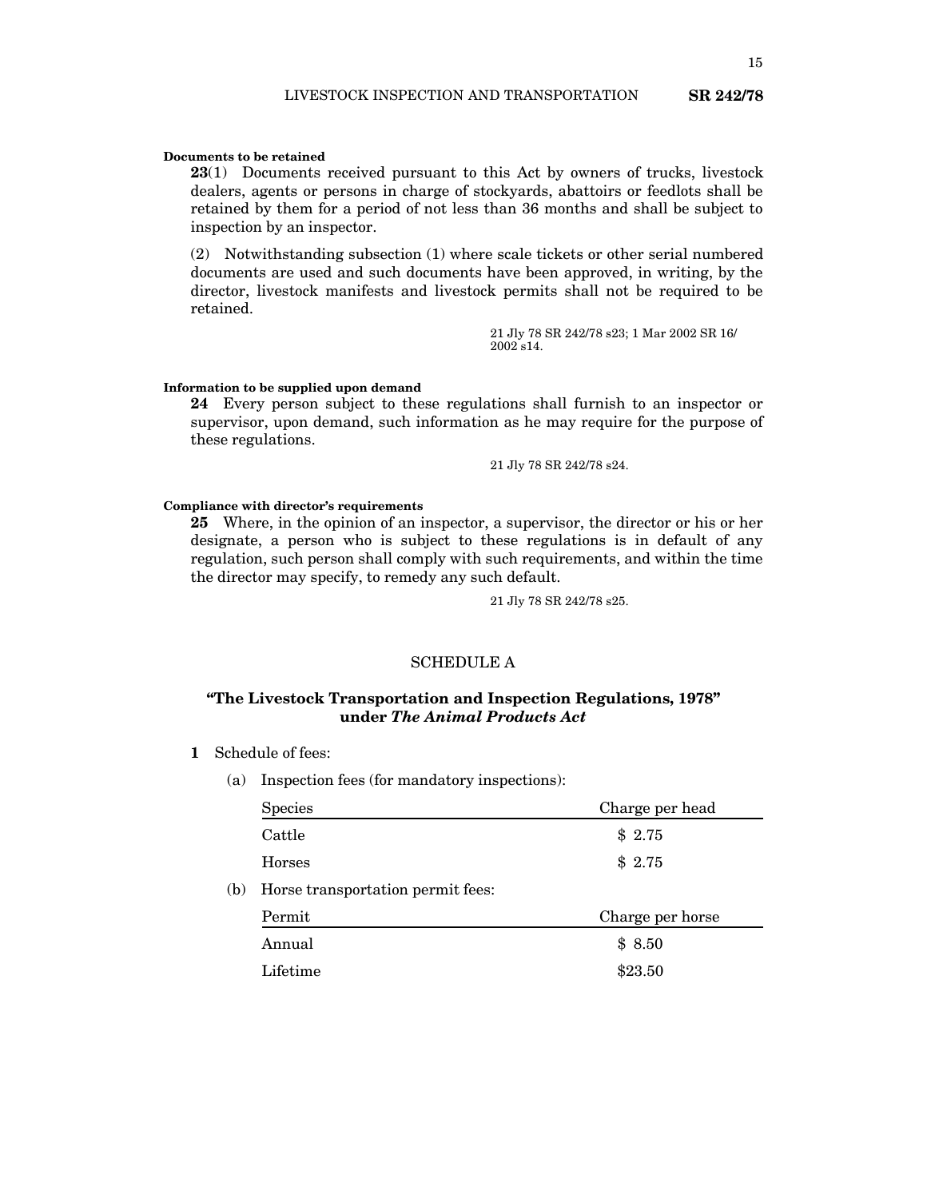**Documents to be retained**

**23**(1) Documents received pursuant to this Act by owners of trucks, livestock dealers, agents or persons in charge of stockyards, abattoirs or feedlots shall be retained by them for a period of not less than 36 months and shall be subject to inspection by an inspector.

(2) Notwithstanding subsection (1) where scale tickets or other serial numbered documents are used and such documents have been approved, in writing, by the director, livestock manifests and livestock permits shall not be required to be retained.

21 Jly 78 SR 242/78 s23; 1 Mar 2002 SR 16/2002 s14.

**Information to be supplied upon demand**

**24** Every person subject to these regulations shall furnish to an inspector or supervisor, upon demand, such information as he may require for the purpose of these regulations.

21 Jly 78 SR 242/78 s24.

**Compliance with director's requirements**

**25** Where, in the opinion of an inspector, a supervisor, the director or his or her designate, a person who is subject to these regulations is in default of any regulation, such person shall comply with such requirements, and within the time the director may specify, to remedy any such default.

21 Jly 78 SR 242/78 s25.

## SCHEDULE A

### "The Livestock Transportation and Inspection Regulations, 1978" under *The Animal Products Act*

**1** Schedule of fees:

(a) Inspection fees (for mandatory inspections):

| Species | Charge per head |
|---|---|
| Cattle | $ 2.75 |
| Horses | $ 2.75 |

(b) Horse transportation permit fees:

| Permit | Charge per horse |
|---|---|
| Annual | $ 8.50 |
| Lifetime | $23.50 |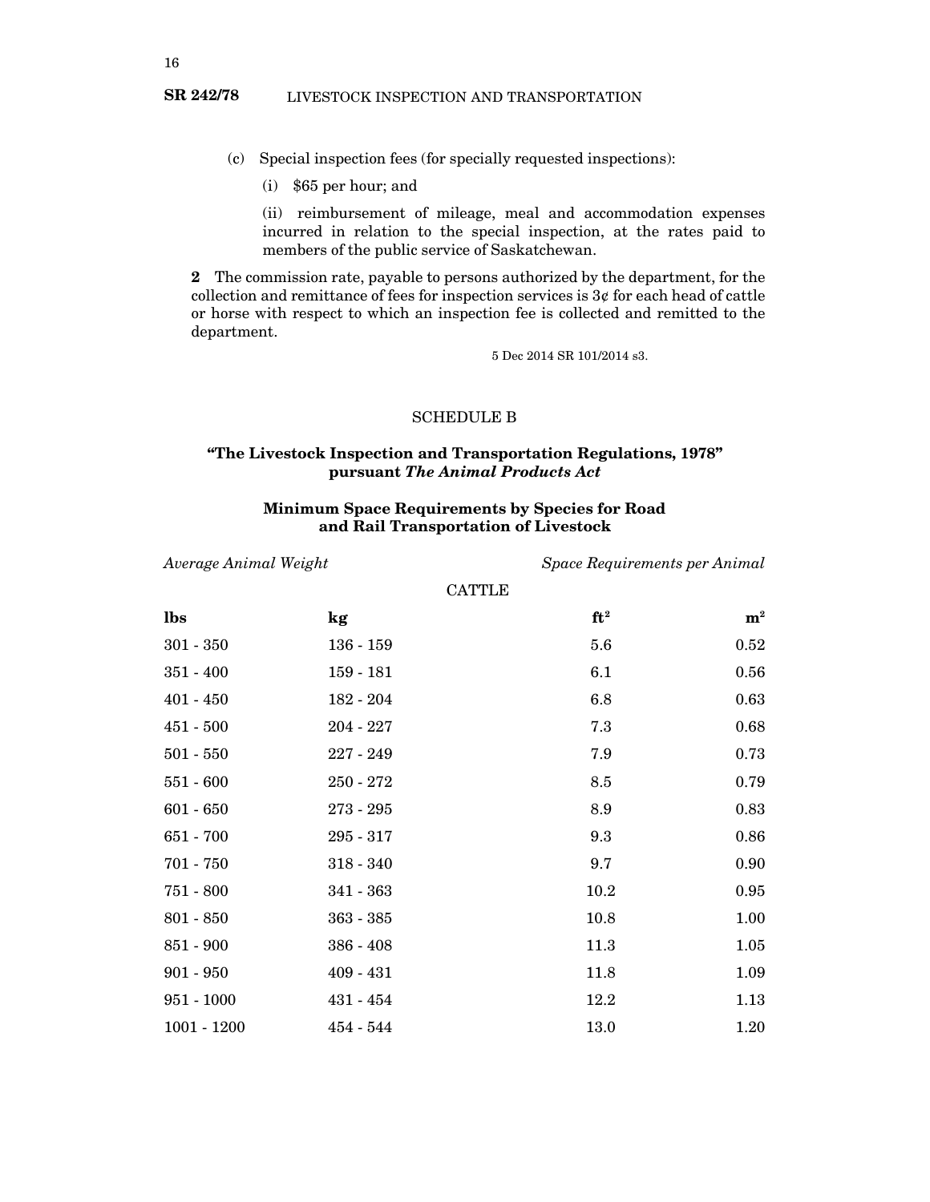(c) Special inspection fees (for specially requested inspections):

(i) $65 per hour; and

(ii) reimbursement of mileage, meal and accommodation expenses incurred in relation to the special inspection, at the rates paid to members of the public service of Saskatchewan.

**2** The commission rate, payable to persons authorized by the department, for the collection and remittance of fees for inspection services is 3¢ for each head of cattle or horse with respect to which an inspection fee is collected and remitted to the department.

5 Dec 2014 SR 101/2014 s3.

## SCHEDULE B

### "The Livestock Inspection and Transportation Regulations, 1978" pursuant *The Animal Products Act*

### Minimum Space Requirements by Species for Road and Rail Transportation of Livestock

| *Average Animal Weight* | | *Space Requirements per Animal* | |
|---|---|---|---|
| CATTLE | | | |
| **lbs** | **kg** | **ft²** | **m²** |
| 301 - 350 | 136 - 159 | 5.6 | 0.52 |
| 351 - 400 | 159 - 181 | 6.1 | 0.56 |
| 401 - 450 | 182 - 204 | 6.8 | 0.63 |
| 451 - 500 | 204 - 227 | 7.3 | 0.68 |
| 501 - 550 | 227 - 249 | 7.9 | 0.73 |
| 551 - 600 | 250 - 272 | 8.5 | 0.79 |
| 601 - 650 | 273 - 295 | 8.9 | 0.83 |
| 651 - 700 | 295 - 317 | 9.3 | 0.86 |
| 701 - 750 | 318 - 340 | 9.7 | 0.90 |
| 751 - 800 | 341 - 363 | 10.2 | 0.95 |
| 801 - 850 | 363 - 385 | 10.8 | 1.00 |
| 851 - 900 | 386 - 408 | 11.3 | 1.05 |
| 901 - 950 | 409 - 431 | 11.8 | 1.09 |
| 951 - 1000 | 431 - 454 | 12.2 | 1.13 |
| 1001 - 1200 | 454 - 544 | 13.0 | 1.20 |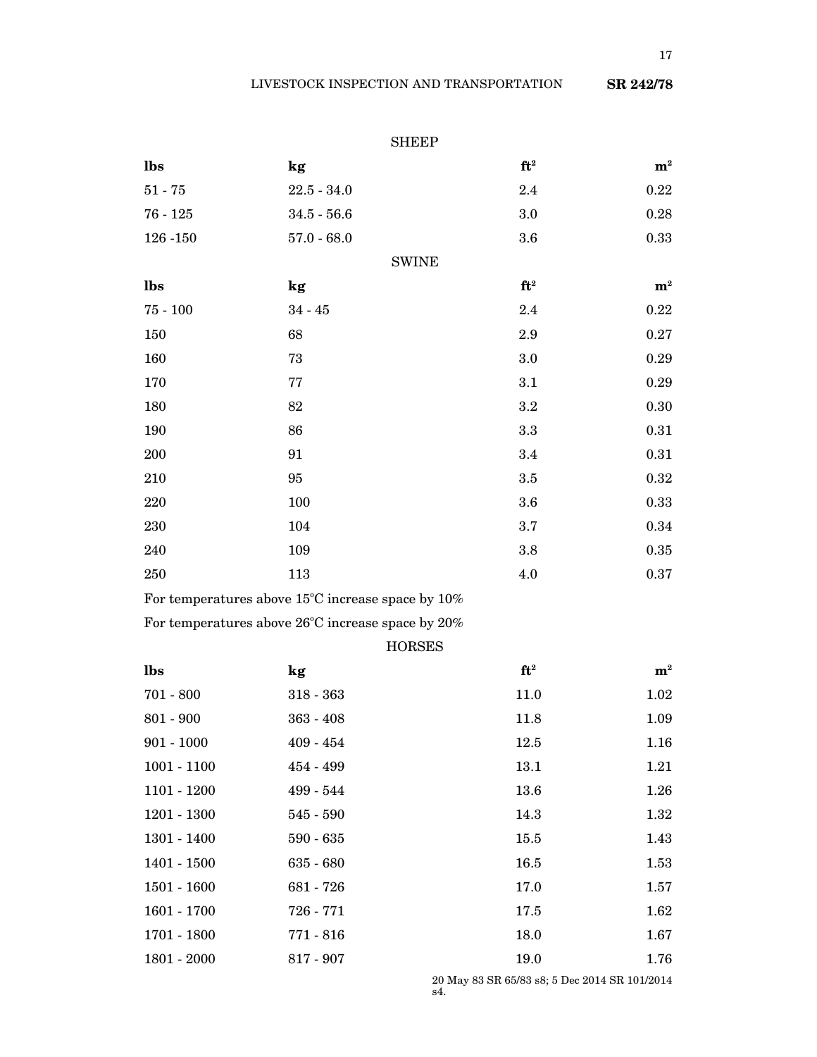SHEEP

| lbs | kg | $ft^2$ | $m^2$ |
|---|---|---|---|
| 51 - 75 | 22.5 - 34.0 | 2.4 | 0.22 |
| 76 - 125 | 34.5 - 56.6 | 3.0 | 0.28 |
| 126 -150 | 57.0 - 68.0 | 3.6 | 0.33 |

SWINE

| lbs | kg | $ft^2$ | $m^2$ |
|---|---|---|---|
| 75 - 100 | 34 - 45 | 2.4 | 0.22 |
| 150 | 68 | 2.9 | 0.27 |
| 160 | 73 | 3.0 | 0.29 |
| 170 | 77 | 3.1 | 0.29 |
| 180 | 82 | 3.2 | 0.30 |
| 190 | 86 | 3.3 | 0.31 |
| 200 | 91 | 3.4 | 0.31 |
| 210 | 95 | 3.5 | 0.32 |
| 220 | 100 | 3.6 | 0.33 |
| 230 | 104 | 3.7 | 0.34 |
| 240 | 109 | 3.8 | 0.35 |
| 250 | 113 | 4.0 | 0.37 |

For temperatures above 15°C increase space by 10%

For temperatures above 26°C increase space by 20%

HORSES

| lbs | kg | $ft^2$ | $m^2$ |
|---|---|---|---|
| 701 - 800 | 318 - 363 | 11.0 | 1.02 |
| 801 - 900 | 363 - 408 | 11.8 | 1.09 |
| 901 - 1000 | 409 - 454 | 12.5 | 1.16 |
| 1001 - 1100 | 454 - 499 | 13.1 | 1.21 |
| 1101 - 1200 | 499 - 544 | 13.6 | 1.26 |
| 1201 - 1300 | 545 - 590 | 14.3 | 1.32 |
| 1301 - 1400 | 590 - 635 | 15.5 | 1.43 |
| 1401 - 1500 | 635 - 680 | 16.5 | 1.53 |
| 1501 - 1600 | 681 - 726 | 17.0 | 1.57 |
| 1601 - 1700 | 726 - 771 | 17.5 | 1.62 |
| 1701 - 1800 | 771 - 816 | 18.0 | 1.67 |
| 1801 - 2000 | 817 - 907 | 19.0 | 1.76 |

20 May 83 SR 65/83 s8; 5 Dec 2014 SR 101/2014 s4.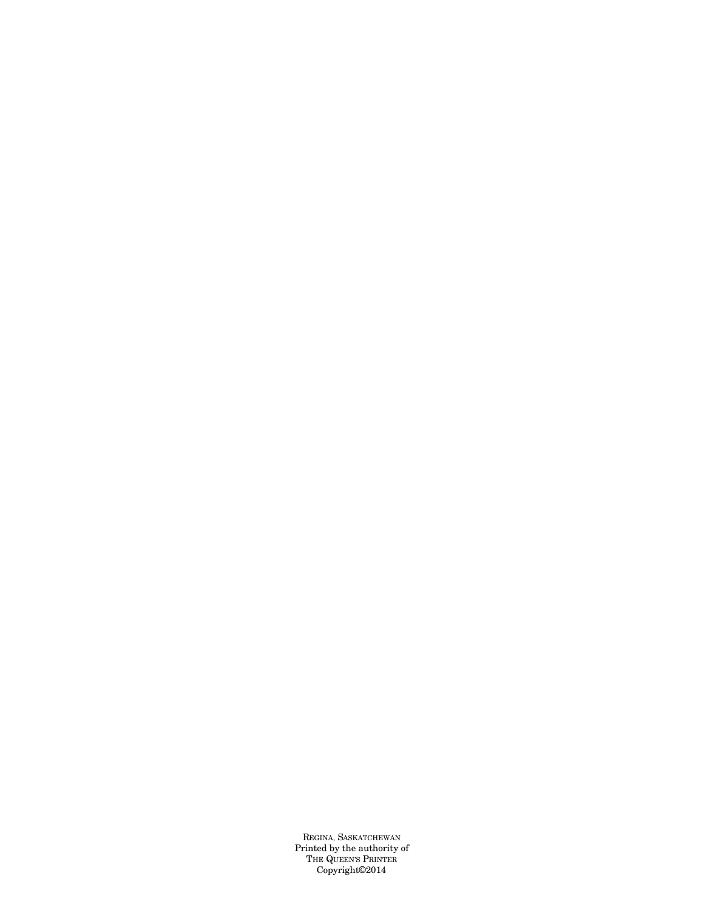REGINA, SASKATCHEWAN
Printed by the authority of
THE QUEEN'S PRINTER
Copyright©2014